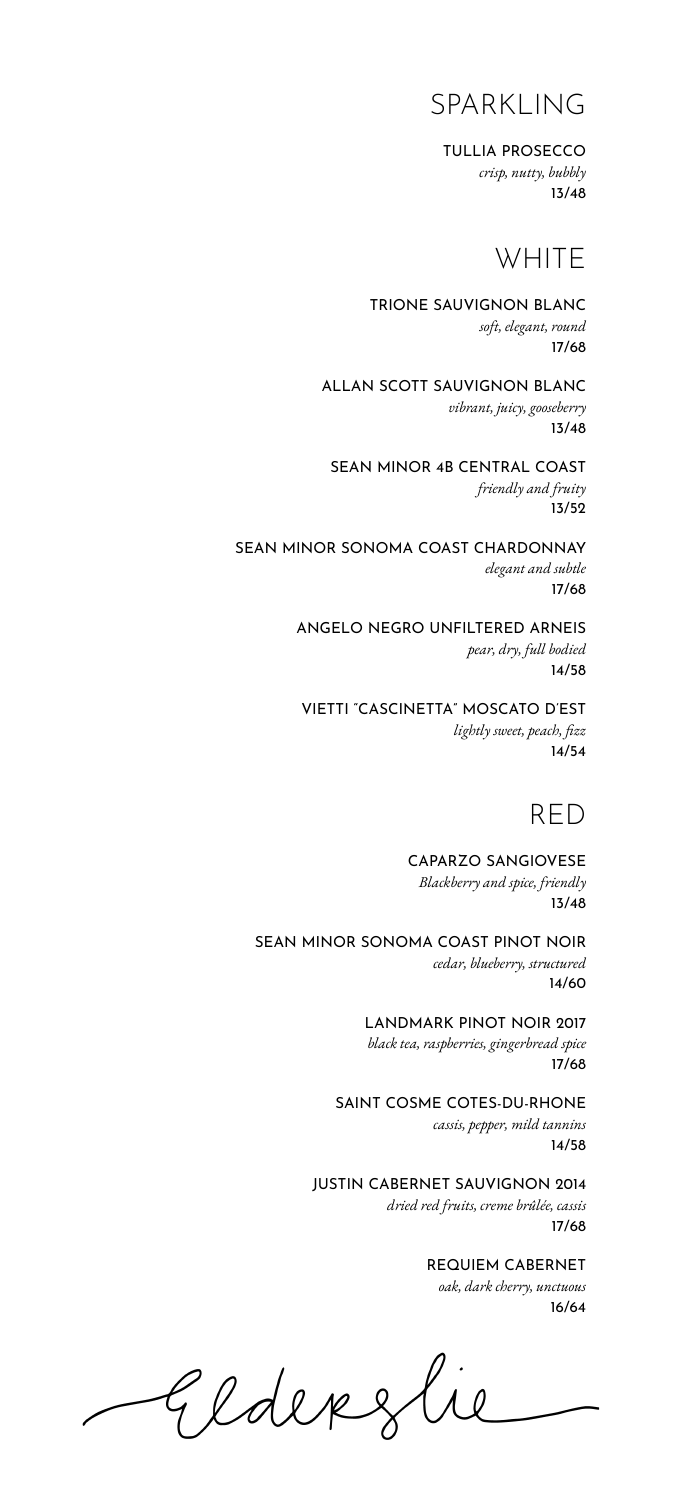# SPARKLING

**TULLIA PROSECCO**
*crisp, nutty, bubbly*
13/48

# WHITE

**TRIONE SAUVIGNON BLANC**
*soft, elegant, round*
17/68

**ALLAN SCOTT SAUVIGNON BLANC**
*vibrant, juicy, gooseberry*
13/48

**SEAN MINOR 4B CENTRAL COAST**
*friendly and fruity*
13/52

**SEAN MINOR SONOMA COAST CHARDONNAY**
*elegant and subtle*
17/68

**ANGELO NEGRO UNFILTERED ARNEIS**
*pear, dry, full bodied*
14/58

**VIETTI "CASCINETTA" MOSCATO D'EST**
*lightly sweet, peach, fizz*
14/54

# RED

**CAPARZO SANGIOVESE**
*Blackberry and spice, friendly*
13/48

**SEAN MINOR SONOMA COAST PINOT NOIR**
*cedar, blueberry, structured*
14/60

**LANDMARK PINOT NOIR 2017**
*black tea, raspberries, gingerbread spice*
17/68

**SAINT COSME COTES-DU-RHONE**
*cassis, pepper, mild tannins*
14/58

**JUSTIN CABERNET SAUVIGNON 2014**
*dried red fruits, creme brûlée, cassis*
17/68

**REQUIEM CABERNET**
*oak, dark cherry, unctuous*
16/64

Elderslie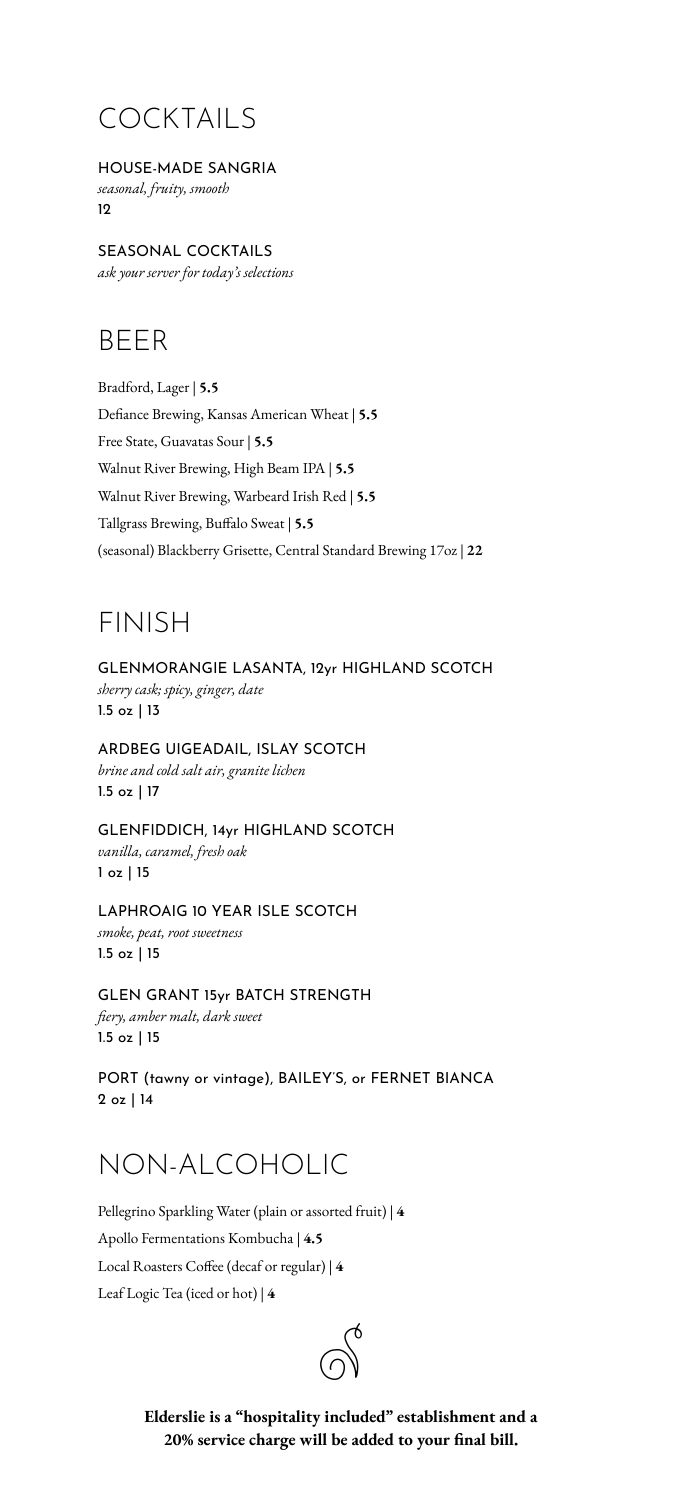# COCKTAILS

HOUSE-MADE SANGRIA
*seasonal, fruity, smooth*
12

SEASONAL COCKTAILS
*ask your server for today's selections*

# BEER

Bradford, Lager | **5.5**

Defiance Brewing, Kansas American Wheat | **5.5**

Free State, Guavatas Sour | **5.5**

Walnut River Brewing, High Beam IPA | **5.5**

Walnut River Brewing, Warbeard Irish Red | **5.5**

Tallgrass Brewing, Buffalo Sweat | **5.5**

(seasonal) Blackberry Grisette, Central Standard Brewing 17oz | **22**

# FINISH

GLENMORANGIE LASANTA, 12yr HIGHLAND SCOTCH
*sherry cask; spicy, ginger, date*
1.5 oz | 13

ARDBEG UIGEADAIL, ISLAY SCOTCH
*brine and cold salt air, granite lichen*
1.5 oz | 17

GLENFIDDICH, 14yr HIGHLAND SCOTCH
*vanilla, caramel, fresh oak*
1 oz | 15

LAPHROAIG 10 YEAR ISLE SCOTCH
*smoke, peat, root sweetness*
1.5 oz | 15

GLEN GRANT 15yr BATCH STRENGTH
*fiery, amber malt, dark sweet*
1.5 oz | 15

PORT (tawny or vintage), BAILEY'S, or FERNET BIANCA
2 oz | 14

# NON-ALCOHOLIC

Pellegrino Sparkling Water (plain or assorted fruit) | **4**

Apollo Fermentations Kombucha | **4.5**

Local Roasters Coffee (decaf or regular) | **4**

Leaf Logic Tea (iced or hot) | **4**

**Elderslie is a "hospitality included" establishment and a 20% service charge will be added to your final bill.**